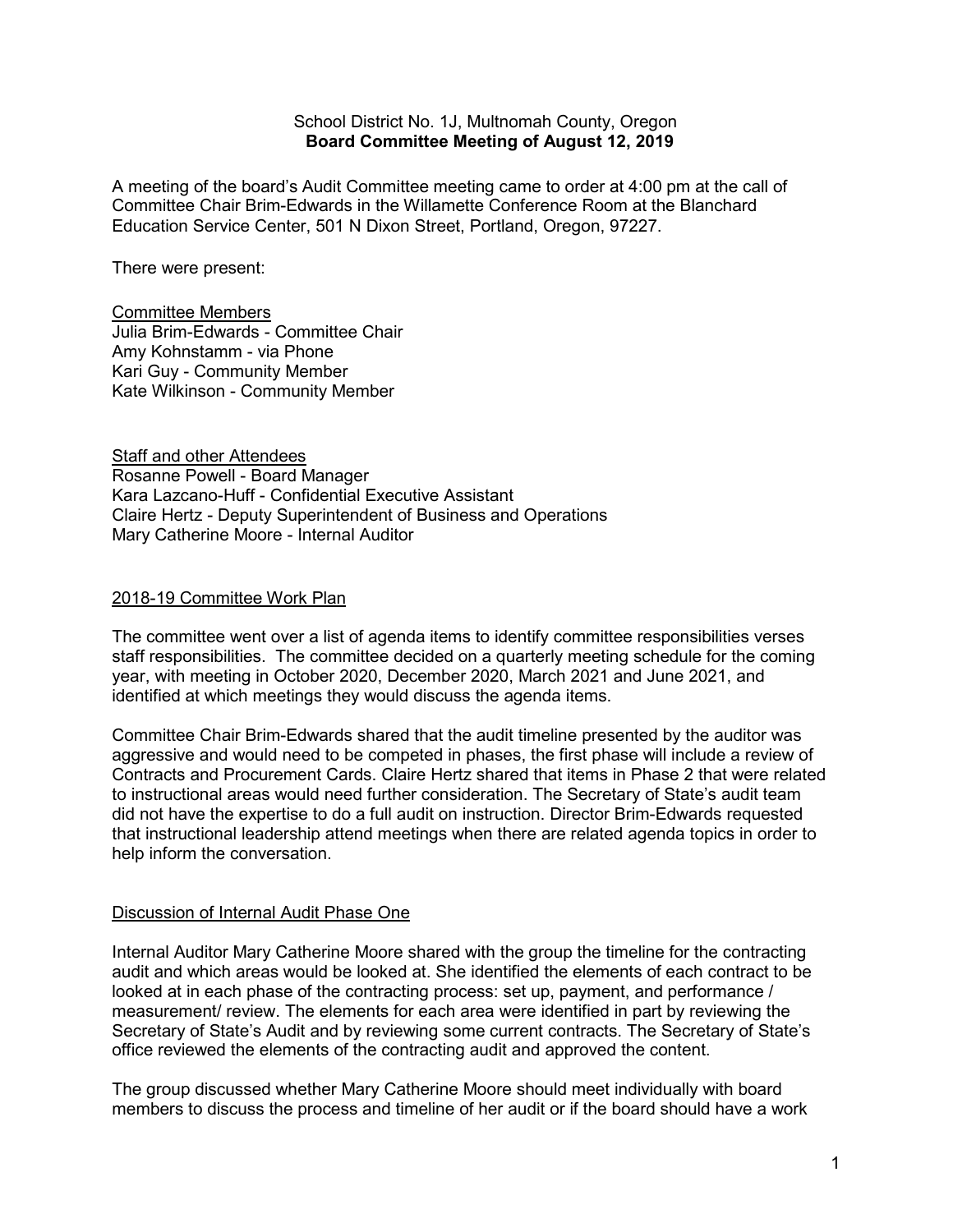School District No. 1J, Multnomah County, Oregon

**Board Committee Meeting of August 12, 2019**

A meeting of the board's Audit Committee meeting came to order at 4:00 pm at the call of Committee Chair Brim-Edwards in the Willamette Conference Room at the Blanchard Education Service Center, 501 N Dixon Street, Portland, Oregon, 97227.

There were present:

Committee Members

Julia Brim-Edwards - Committee Chair
Amy Kohnstamm - via Phone
Kari Guy - Community Member
Kate Wilkinson - Community Member

Staff and other Attendees

Rosanne Powell - Board Manager
Kara Lazcano-Huff - Confidential Executive Assistant
Claire Hertz - Deputy Superintendent of Business and Operations
Mary Catherine Moore - Internal Auditor

## 2018-19 Committee Work Plan

The committee went over a list of agenda items to identify committee responsibilities verses staff responsibilities. The committee decided on a quarterly meeting schedule for the coming year, with meeting in October 2020, December 2020, March 2021 and June 2021, and identified at which meetings they would discuss the agenda items.

Committee Chair Brim-Edwards shared that the audit timeline presented by the auditor was aggressive and would need to be competed in phases, the first phase will include a review of Contracts and Procurement Cards. Claire Hertz shared that items in Phase 2 that were related to instructional areas would need further consideration. The Secretary of State's audit team did not have the expertise to do a full audit on instruction. Director Brim-Edwards requested that instructional leadership attend meetings when there are related agenda topics in order to help inform the conversation.

## Discussion of Internal Audit Phase One

Internal Auditor Mary Catherine Moore shared with the group the timeline for the contracting audit and which areas would be looked at. She identified the elements of each contract to be looked at in each phase of the contracting process: set up, payment, and performance / measurement/ review. The elements for each area were identified in part by reviewing the Secretary of State's Audit and by reviewing some current contracts. The Secretary of State's office reviewed the elements of the contracting audit and approved the content.

The group discussed whether Mary Catherine Moore should meet individually with board members to discuss the process and timeline of her audit or if the board should have a work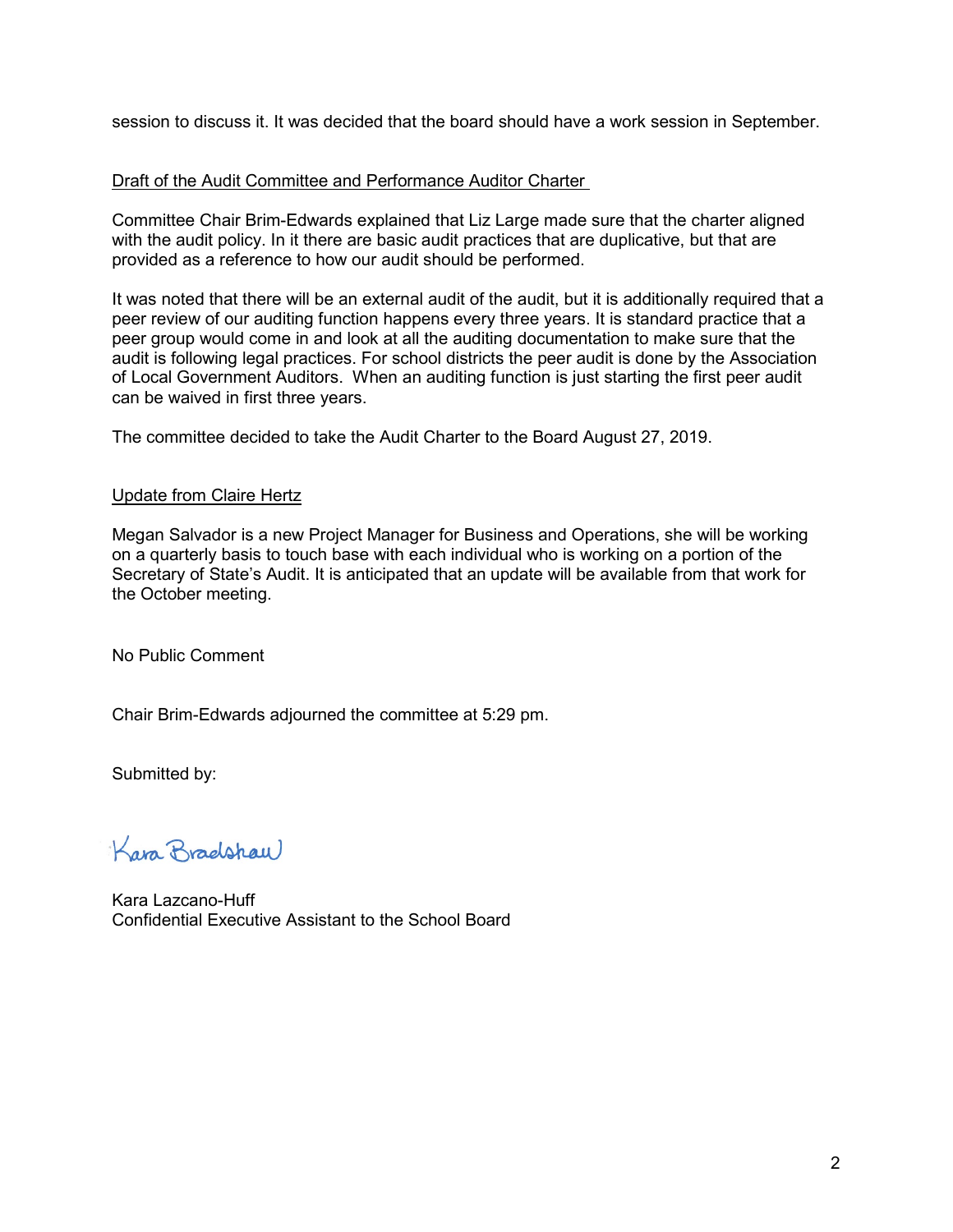session to discuss it. It was decided that the board should have a work session in September.

Draft of the Audit Committee and Performance Auditor Charter

Committee Chair Brim-Edwards explained that Liz Large made sure that the charter aligned with the audit policy. In it there are basic audit practices that are duplicative, but that are provided as a reference to how our audit should be performed.

It was noted that there will be an external audit of the audit, but it is additionally required that a peer review of our auditing function happens every three years. It is standard practice that a peer group would come in and look at all the auditing documentation to make sure that the audit is following legal practices. For school districts the peer audit is done by the Association of Local Government Auditors. When an auditing function is just starting the first peer audit can be waived in first three years.

The committee decided to take the Audit Charter to the Board August 27, 2019.

Update from Claire Hertz

Megan Salvador is a new Project Manager for Business and Operations, she will be working on a quarterly basis to touch base with each individual who is working on a portion of the Secretary of State's Audit. It is anticipated that an update will be available from that work for the October meeting.

No Public Comment

Chair Brim-Edwards adjourned the committee at 5:29 pm.

Submitted by:

Kara Bradshaw

Kara Lazcano-Huff
Confidential Executive Assistant to the School Board